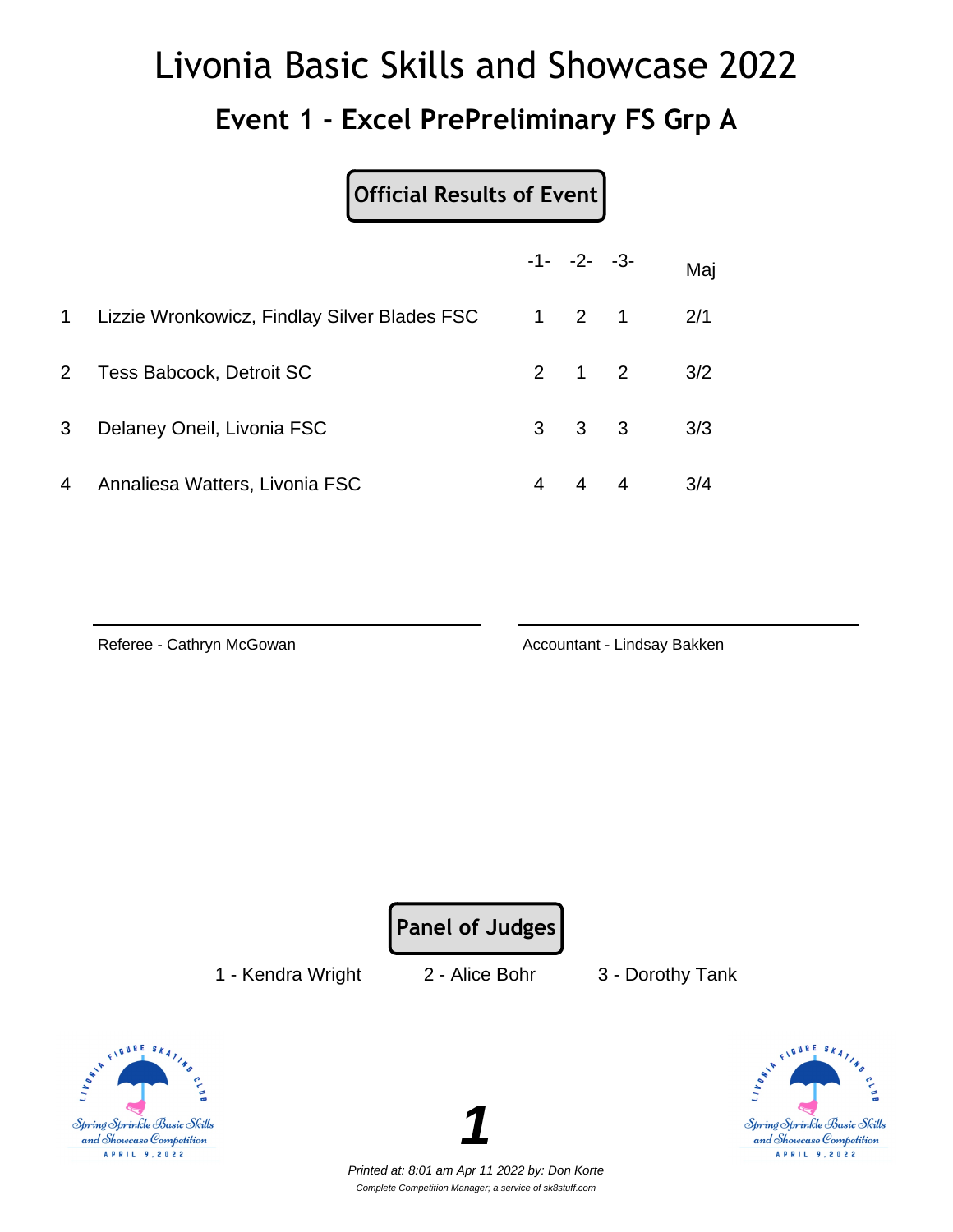# Livonia Basic Skills and Showcase 2022

## Event 1 - Excel PrePreliminary FS Grp A

**Official Results of Event**

| | | -1- | -2- | -3- | Maj |
|---|---|---|---|---|---|
| 1 | Lizzie Wronkowicz, Findlay Silver Blades FSC | 1 | 2 | 1 | 2/1 |
| 2 | Tess Babcock, Detroit SC | 2 | 1 | 2 | 3/2 |
| 3 | Delaney Oneil, Livonia FSC | 3 | 3 | 3 | 3/3 |
| 4 | Annaliesa Watters, Livonia FSC | 4 | 4 | 4 | 3/4 |

Referee - Cathryn McGowan

Accountant - Lindsay Bakken

**Panel of Judges**

1 - Kendra Wright    2 - Alice Bohr    3 - Dorothy Tank

*Printed at: 8:01 am Apr 11 2022 by: Don Korte*

*Complete Competition Manager; a service of sk8stuff.com*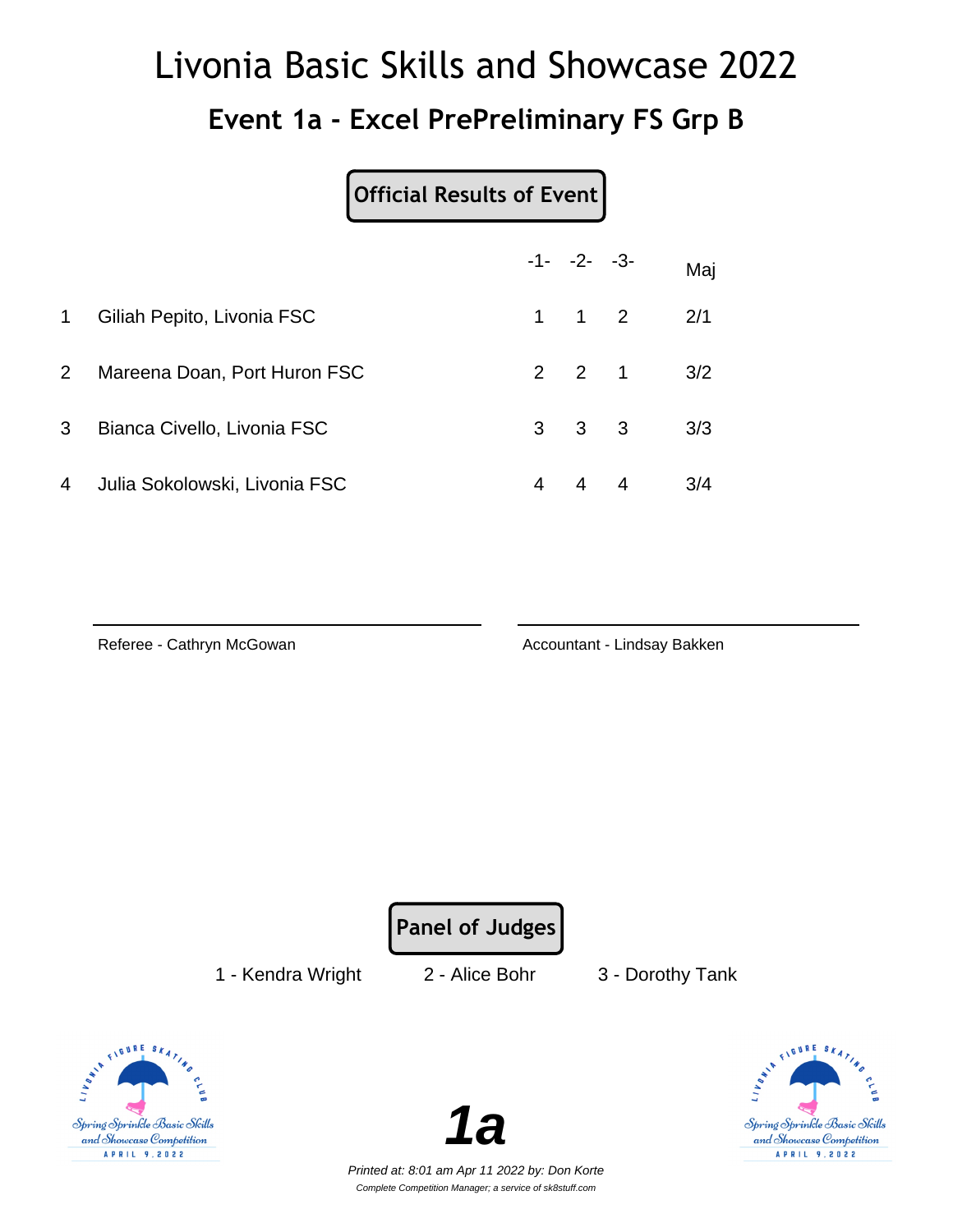# Livonia Basic Skills and Showcase 2022

## Event 1a - Excel PrePreliminary FS Grp B

**Official Results of Event**

| | | -1- | -2- | -3- | Maj |
|---|---|---|---|---|---|
| 1 | Giliah Pepito, Livonia FSC | 1 | 1 | 2 | 2/1 |
| 2 | Mareena Doan, Port Huron FSC | 2 | 2 | 1 | 3/2 |
| 3 | Bianca Civello, Livonia FSC | 3 | 3 | 3 | 3/3 |
| 4 | Julia Sokolowski, Livonia FSC | 4 | 4 | 4 | 3/4 |

Referee - Cathryn McGowan

Accountant - Lindsay Bakken

**Panel of Judges**

1 - Kendra Wright 2 - Alice Bohr 3 - Dorothy Tank

**1a**

*Printed at: 8:01 am Apr 11 2022 by: Don Korte*

*Complete Competition Manager; a service of sk8stuff.com*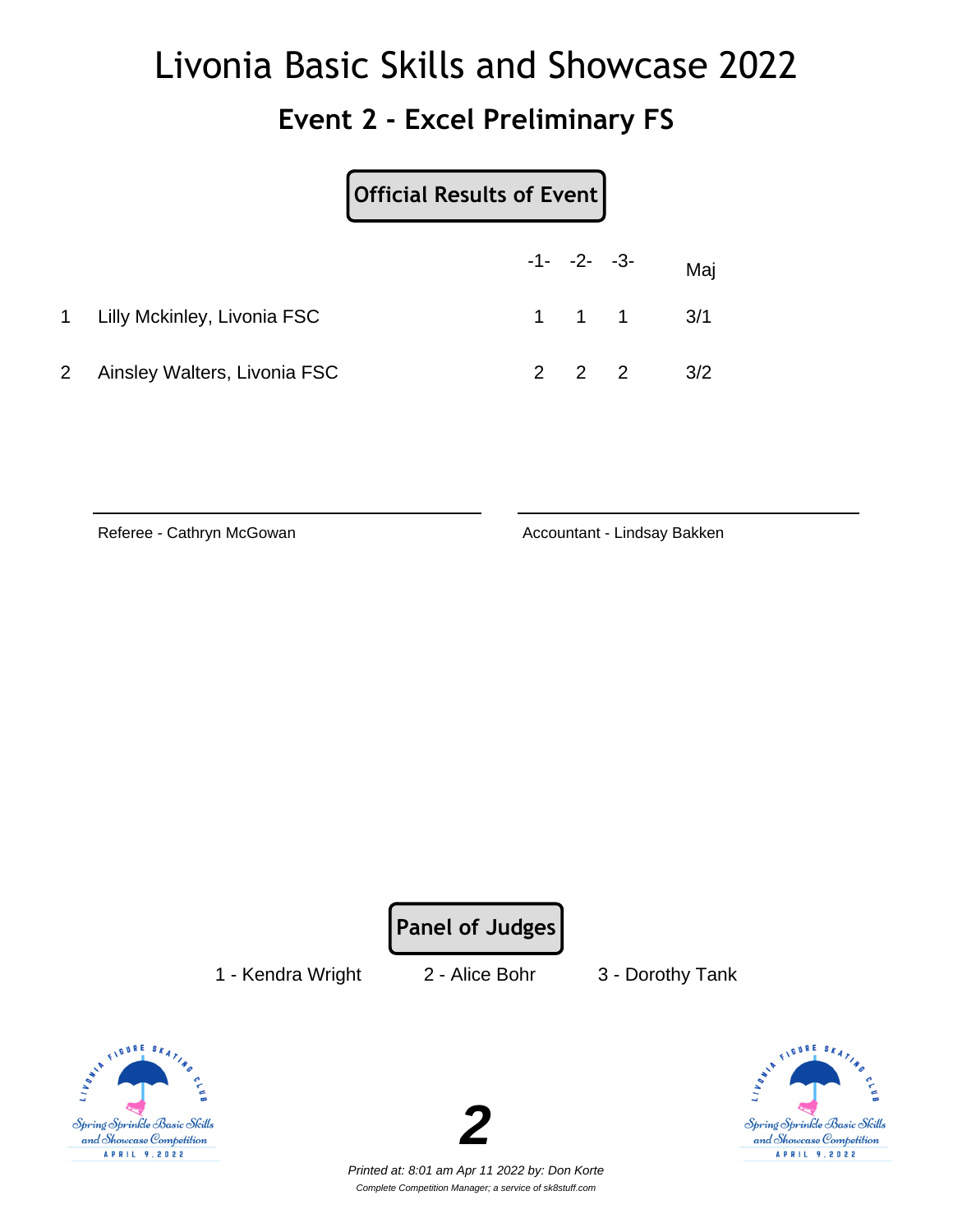# Livonia Basic Skills and Showcase 2022

## Event 2 - Excel Preliminary FS

**Official Results of Event**

| | | -1- | -2- | -3- | Maj |
|---|---|---|---|---|---|
| 1 | Lilly Mckinley, Livonia FSC | 1 | 1 | 1 | 3/1 |
| 2 | Ainsley Walters, Livonia FSC | 2 | 2 | 2 | 3/2 |

Referee - Cathryn McGowan

Accountant - Lindsay Bakken

**Panel of Judges**

1 - Kendra Wright    2 - Alice Bohr    3 - Dorothy Tank

*Printed at: 8:01 am Apr 11 2022 by: Don Korte*

*Complete Competition Manager; a service of sk8stuff.com*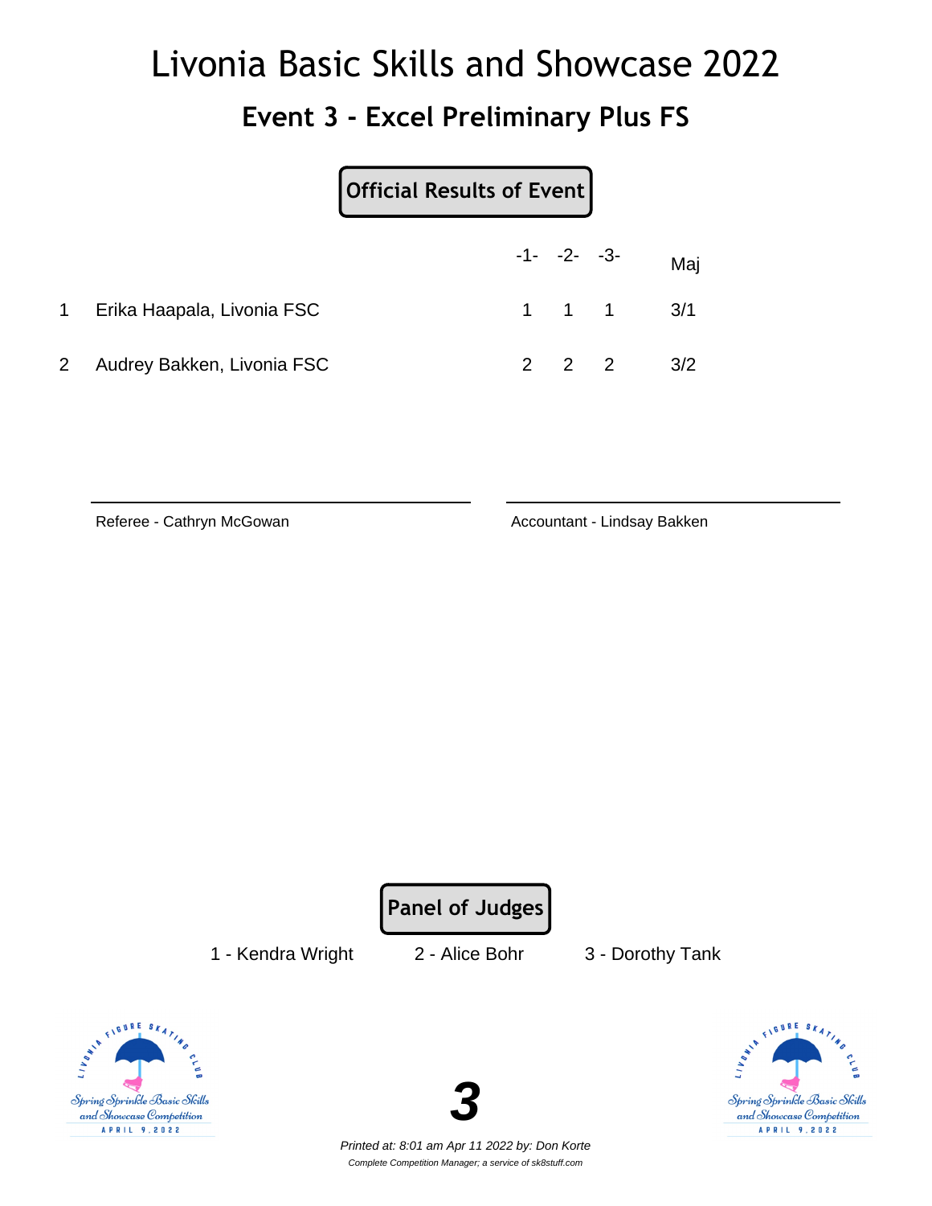# Livonia Basic Skills and Showcase 2022

## Event 3 - Excel Preliminary Plus FS

**Official Results of Event**

| | | -1- | -2- | -3- | Maj |
|---|---|---|---|---|---|
| 1 | Erika Haapala, Livonia FSC | 1 | 1 | 1 | 3/1 |
| 2 | Audrey Bakken, Livonia FSC | 2 | 2 | 2 | 3/2 |

Referee - Cathryn McGowan

Accountant - Lindsay Bakken

**Panel of Judges**

1 - Kendra Wright    2 - Alice Bohr    3 - Dorothy Tank

*Printed at: 8:01 am Apr 11 2022 by: Don Korte*

*Complete Competition Manager; a service of sk8stuff.com*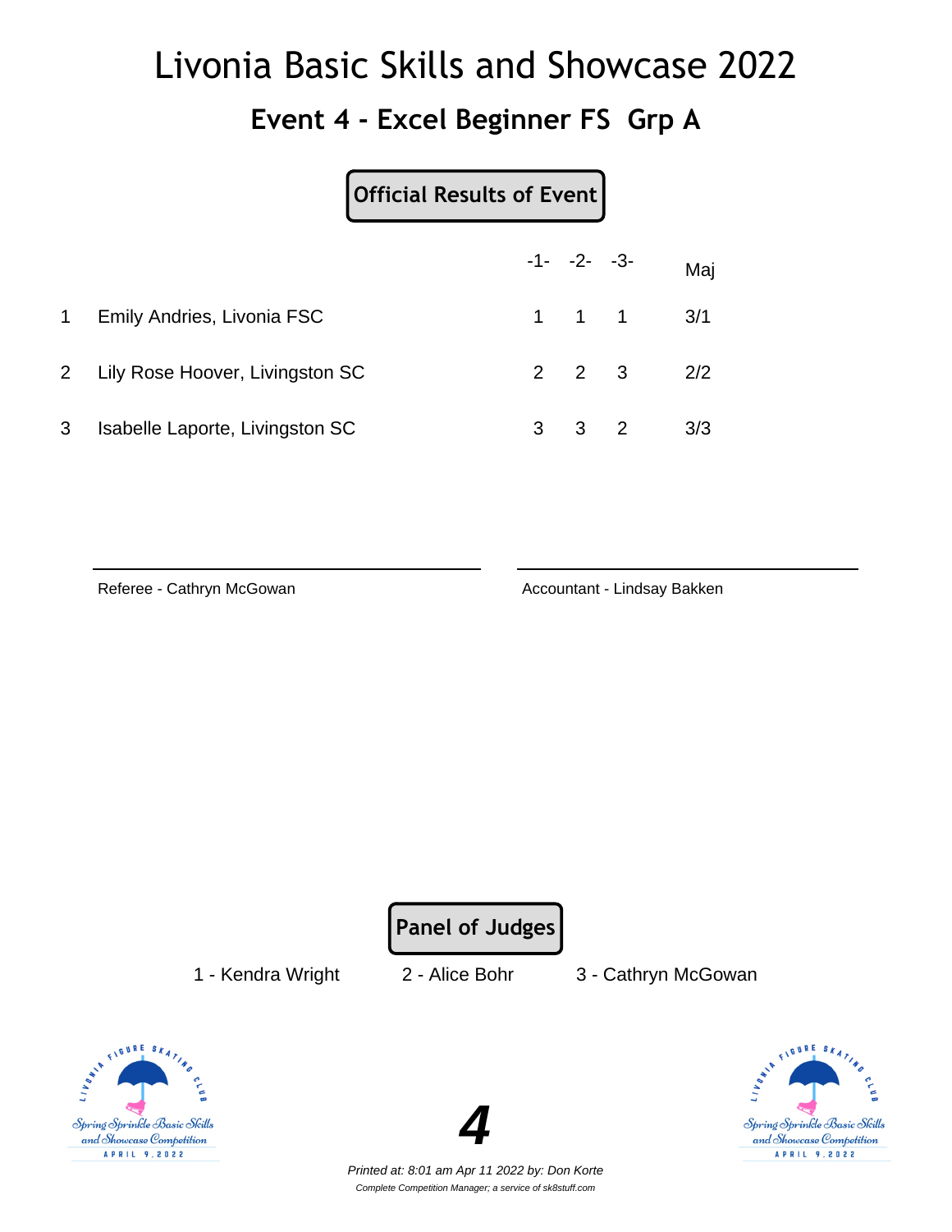# Livonia Basic Skills and Showcase 2022

## Event 4 - Excel Beginner FS Grp A

**Official Results of Event**

| | | -1- | -2- | -3- | Maj |
|---|---|---|---|---|---|
| 1 | Emily Andries, Livonia FSC | 1 | 1 | 1 | 3/1 |
| 2 | Lily Rose Hoover, Livingston SC | 2 | 2 | 3 | 2/2 |
| 3 | Isabelle Laporte, Livingston SC | 3 | 3 | 2 | 3/3 |

Referee - Cathryn McGowan

Accountant - Lindsay Bakken

**Panel of Judges**

1 - Kendra Wright　　2 - Alice Bohr　　3 - Cathryn McGowan

*Printed at: 8:01 am Apr 11 2022 by: Don Korte*

*Complete Competition Manager; a service of sk8stuff.com*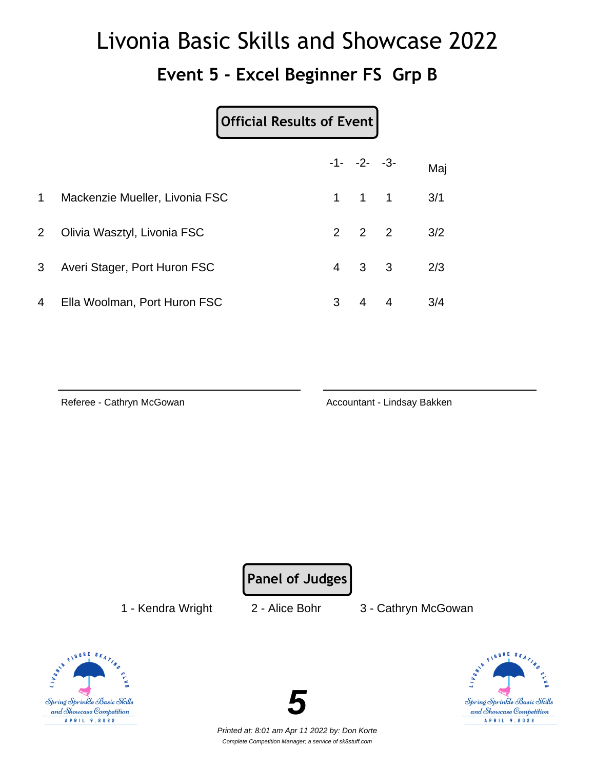# Livonia Basic Skills and Showcase 2022

## Event 5 - Excel Beginner FS Grp B

**Official Results of Event**

| | | -1- | -2- | -3- | Maj |
|---|---|---|---|---|---|
| 1 | Mackenzie Mueller, Livonia FSC | 1 | 1 | 1 | 3/1 |
| 2 | Olivia Wasztyl, Livonia FSC | 2 | 2 | 2 | 3/2 |
| 3 | Averi Stager, Port Huron FSC | 4 | 3 | 3 | 2/3 |
| 4 | Ella Woolman, Port Huron FSC | 3 | 4 | 4 | 3/4 |

Referee - Cathryn McGowan

Accountant - Lindsay Bakken

**Panel of Judges**

1 - Kendra Wright 2 - Alice Bohr 3 - Cathryn McGowan

*Printed at: 8:01 am Apr 11 2022 by: Don Korte*

*Complete Competition Manager; a service of sk8stuff.com*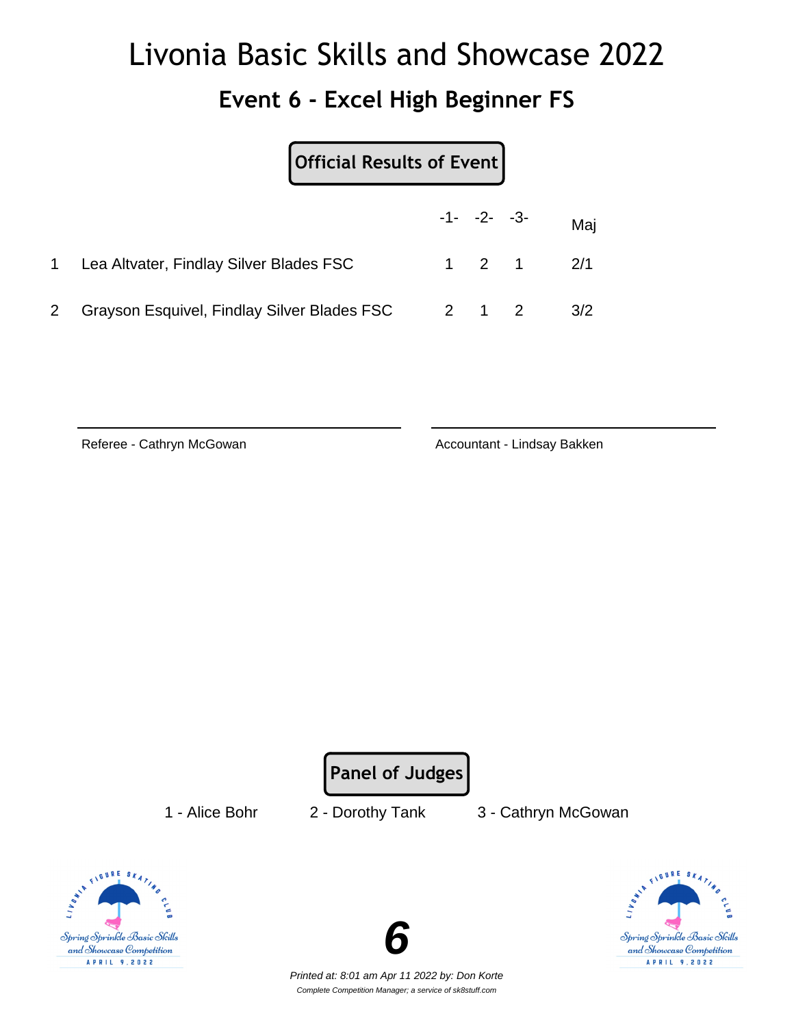# Livonia Basic Skills and Showcase 2022

## Event 6 - Excel High Beginner FS

**Official Results of Event**

| | | -1- | -2- | -3- | Maj |
|---|---|---|---|---|---|
| 1 | Lea Altvater, Findlay Silver Blades FSC | 1 | 2 | 1 | 2/1 |
| 2 | Grayson Esquivel, Findlay Silver Blades FSC | 2 | 1 | 2 | 3/2 |

Referee - Cathryn McGowan

Accountant - Lindsay Bakken

**Panel of Judges**

1 - Alice Bohr 2 - Dorothy Tank 3 - Cathryn McGowan

*Printed at: 8:01 am Apr 11 2022 by: Don Korte*

*Complete Competition Manager; a service of sk8stuff.com*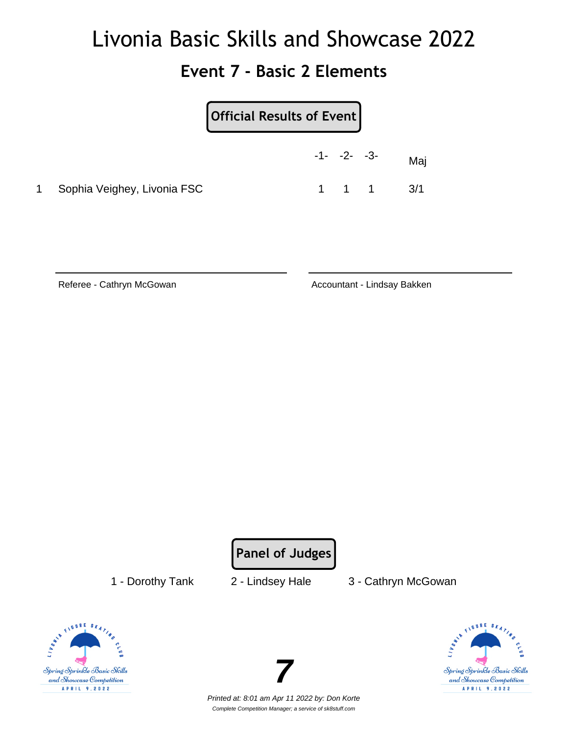# Livonia Basic Skills and Showcase 2022

## Event 7 - Basic 2 Elements

**Official Results of Event**

| | | -1- | -2- | -3- | Maj |
|---|---|---|---|---|---|
| 1 | Sophia Veighey, Livonia FSC | 1 | 1 | 1 | 3/1 |

Referee - Cathryn McGowan

Accountant - Lindsay Bakken

**Panel of Judges**

1 - Dorothy Tank    2 - Lindsey Hale    3 - Cathryn McGowan

*Printed at: 8:01 am Apr 11 2022 by: Don Korte*

*Complete Competition Manager; a service of sk8stuff.com*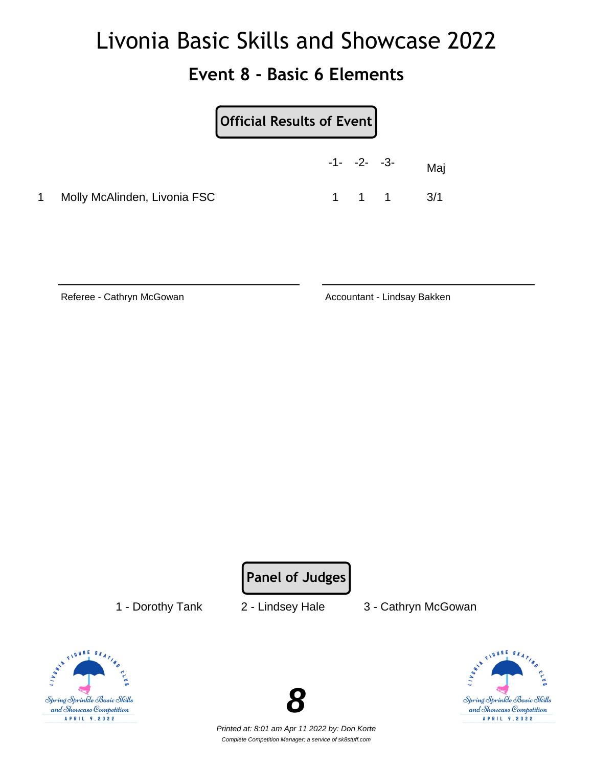# Livonia Basic Skills and Showcase 2022

## Event 8 - Basic 6 Elements

**Official Results of Event**

| | | -1- | -2- | -3- | Maj |
|---|---|---|---|---|---|
| 1 | Molly McAlinden, Livonia FSC | 1 | 1 | 1 | 3/1 |

Referee - Cathryn McGowan

Accountant - Lindsay Bakken

**Panel of Judges**

1 - Dorothy Tank    2 - Lindsey Hale    3 - Cathryn McGowan

*Printed at: 8:01 am Apr 11 2022 by: Don Korte*

*Complete Competition Manager; a service of sk8stuff.com*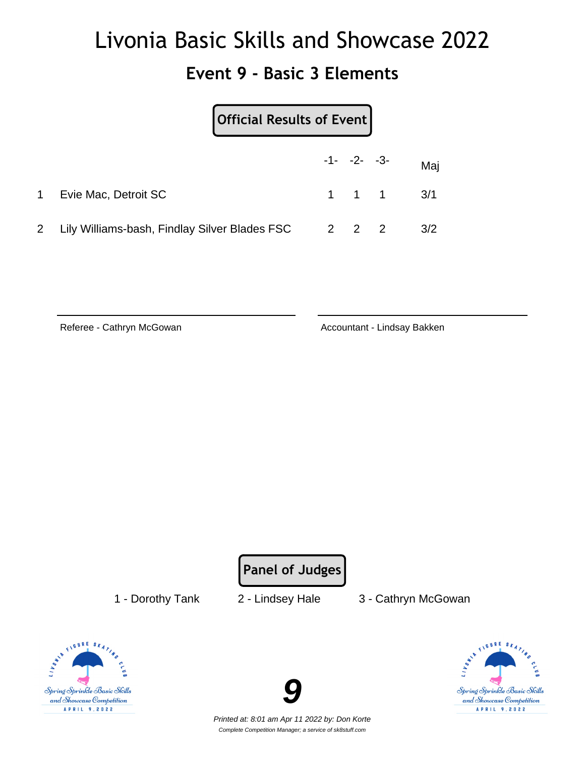# Livonia Basic Skills and Showcase 2022

## Event 9 - Basic 3 Elements

**Official Results of Event**

| | | -1- | -2- | -3- | Maj |
|---|---|---|---|---|---|
| 1 | Evie Mac, Detroit SC | 1 | 1 | 1 | 3/1 |
| 2 | Lily Williams-bash, Findlay Silver Blades FSC | 2 | 2 | 2 | 3/2 |

Referee - Cathryn McGowan

Accountant - Lindsay Bakken

**Panel of Judges**

1 - Dorothy Tank    2 - Lindsey Hale    3 - Cathryn McGowan

**9**

*Printed at: 8:01 am Apr 11 2022 by: Don Korte*

*Complete Competition Manager; a service of sk8stuff.com*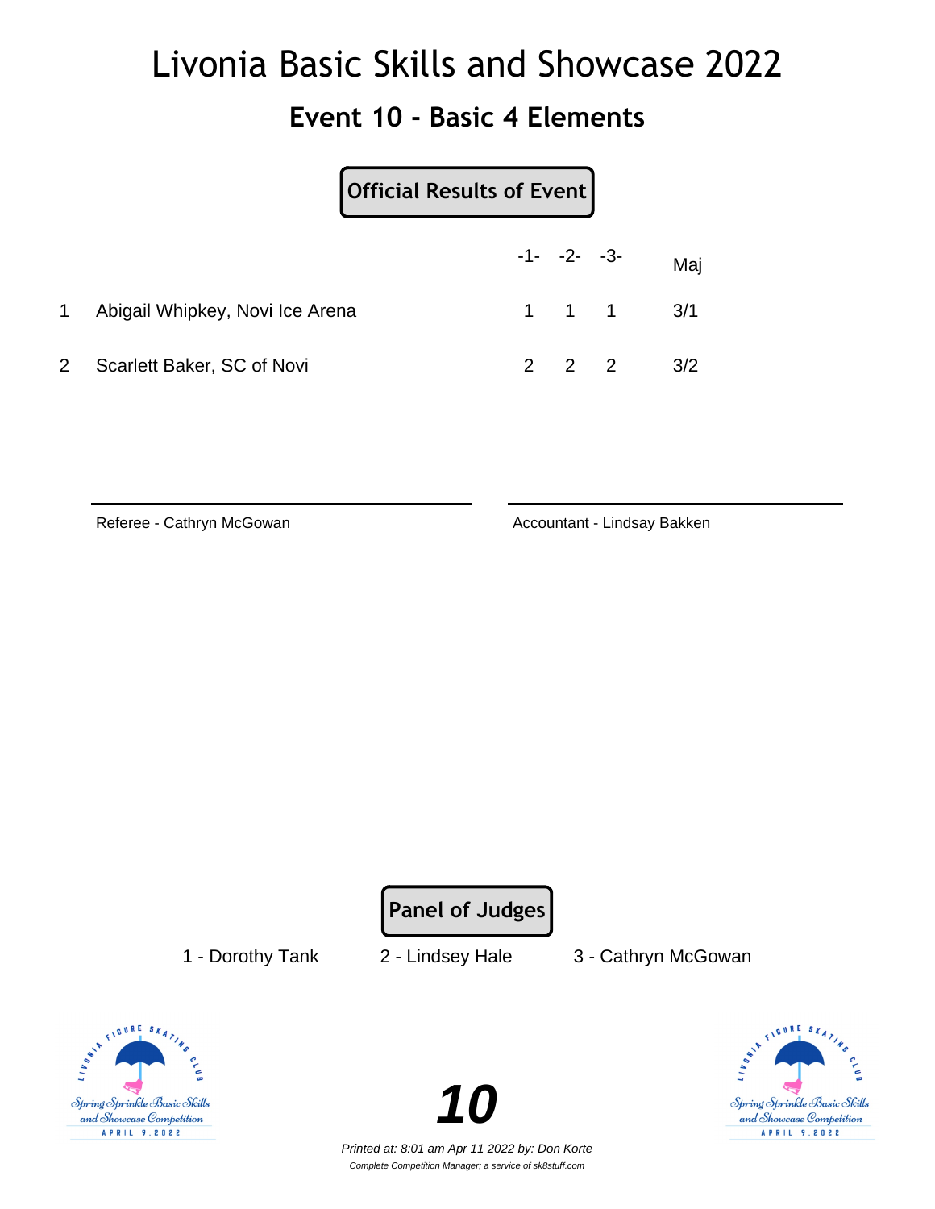# Livonia Basic Skills and Showcase 2022

## Event 10 - Basic 4 Elements

**Official Results of Event**

| | | -1- | -2- | -3- | Maj |
|---|---|---|---|---|---|
| 1 | Abigail Whipkey, Novi Ice Arena | 1 | 1 | 1 | 3/1 |
| 2 | Scarlett Baker, SC of Novi | 2 | 2 | 2 | 3/2 |

Referee - Cathryn McGowan

Accountant - Lindsay Bakken

**Panel of Judges**

1 - Dorothy Tank    2 - Lindsey Hale    3 - Cathryn McGowan

**10**

*Printed at: 8:01 am Apr 11 2022 by: Don Korte*

*Complete Competition Manager; a service of sk8stuff.com*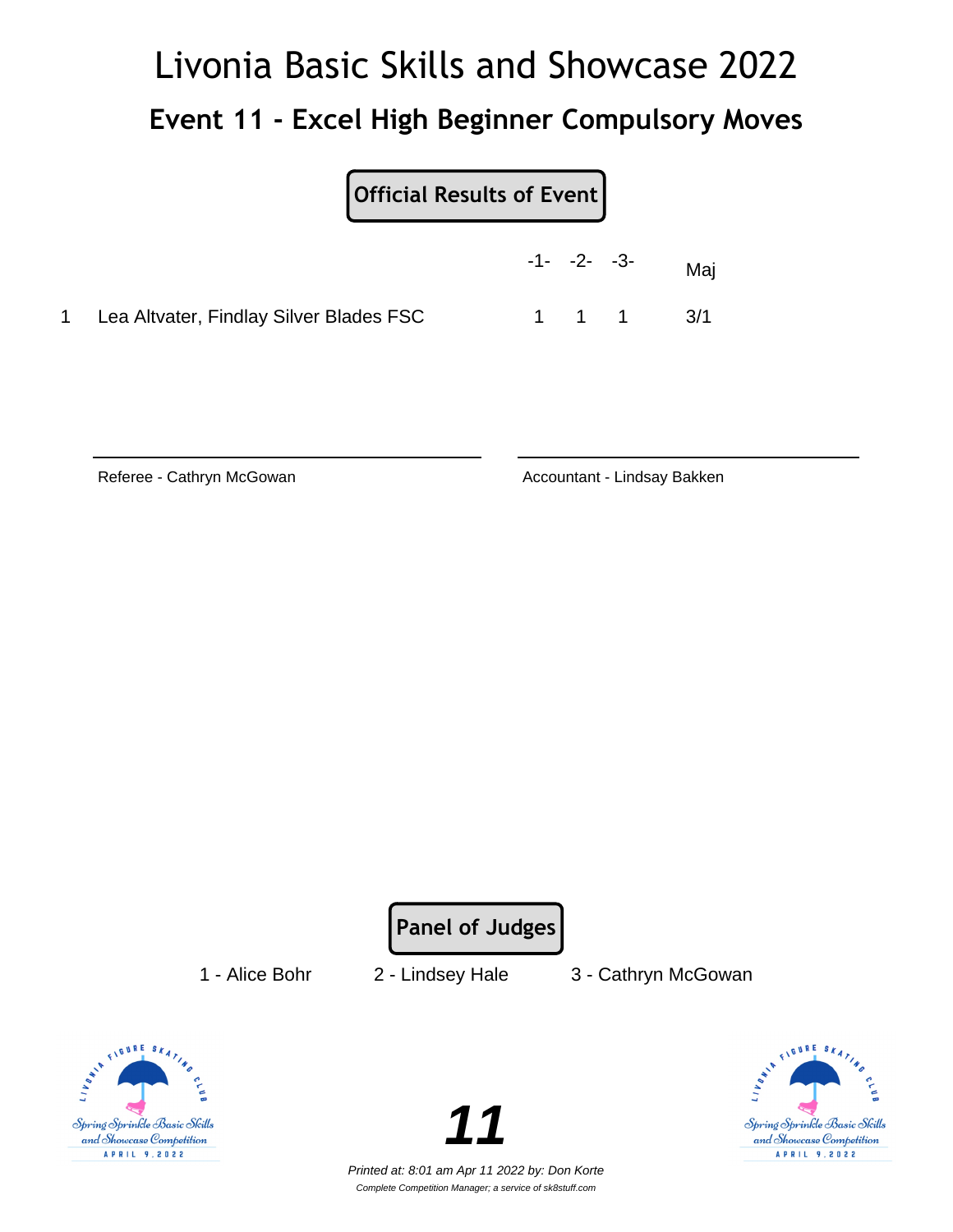# Livonia Basic Skills and Showcase 2022

## Event 11 - Excel High Beginner Compulsory Moves

**Official Results of Event**

| | | -1- | -2- | -3- | Maj |
|---|---|---|---|---|---|
| 1 | Lea Altvater, Findlay Silver Blades FSC | 1 | 1 | 1 | 3/1 |

Referee - Cathryn McGowan

Accountant - Lindsay Bakken

**Panel of Judges**

1 - Alice Bohr    2 - Lindsey Hale    3 - Cathryn McGowan

*Printed at: 8:01 am Apr 11 2022 by: Don Korte*

*Complete Competition Manager; a service of sk8stuff.com*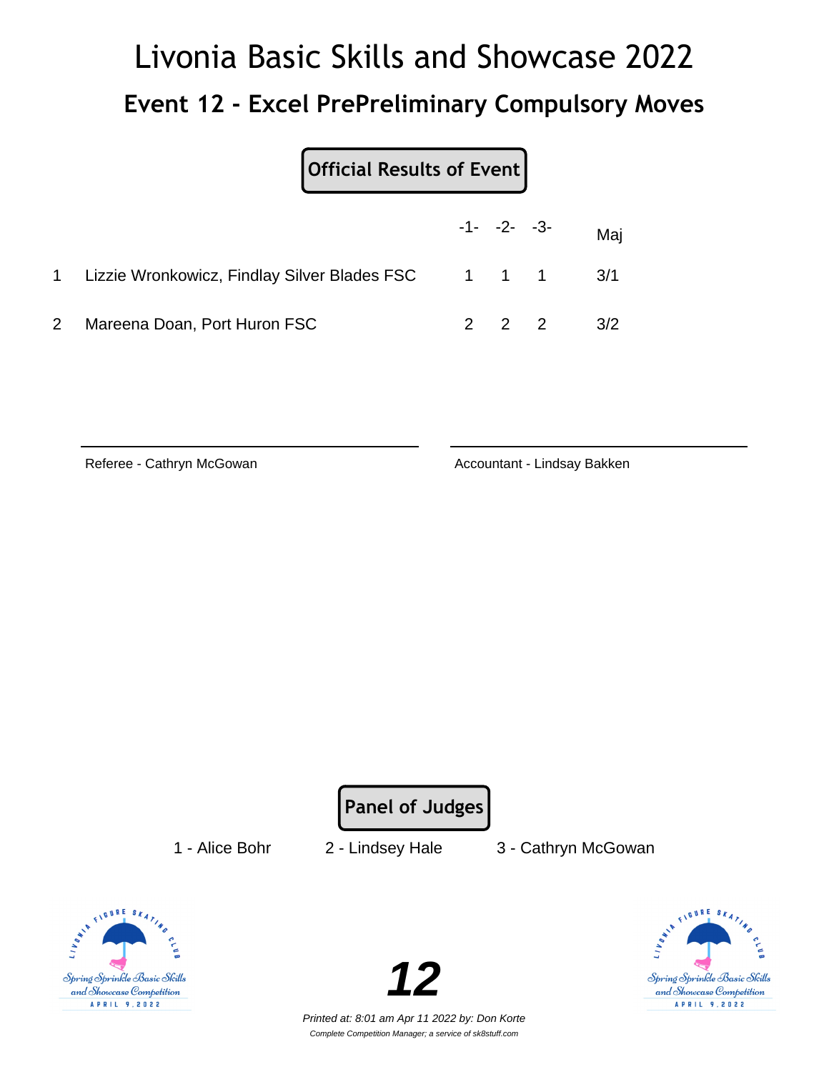# Livonia Basic Skills and Showcase 2022

## Event 12 - Excel PrePreliminary Compulsory Moves

**Official Results of Event**

| | | -1- | -2- | -3- | Maj |
|---|---|---|---|---|---|
| 1 | Lizzie Wronkowicz, Findlay Silver Blades FSC | 1 | 1 | 1 | 3/1 |
| 2 | Mareena Doan, Port Huron FSC | 2 | 2 | 2 | 3/2 |

Referee - Cathryn McGowan

Accountant - Lindsay Bakken

**Panel of Judges**

1 - Alice Bohr 2 - Lindsey Hale 3 - Cathryn McGowan

Spring Sprinkle Basic Skills and Showcase Competition APRIL 9, 2022

**12**

*Printed at: 8:01 am Apr 11 2022 by: Don Korte*

*Complete Competition Manager; a service of sk8stuff.com*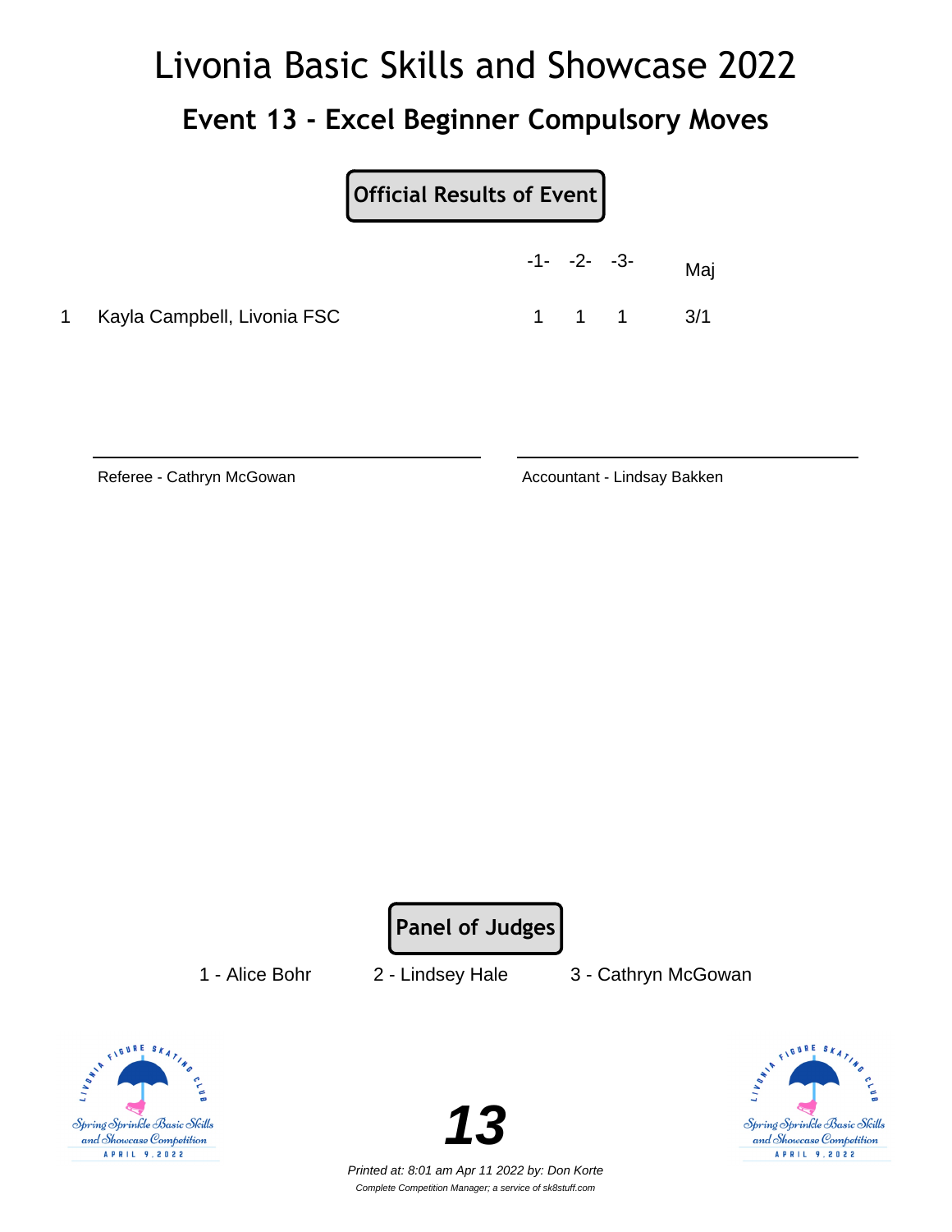# Livonia Basic Skills and Showcase 2022

## Event 13 - Excel Beginner Compulsory Moves

**Official Results of Event**

| | | -1- | -2- | -3- | Maj |
|---|---|---|---|---|---|
| 1 | Kayla Campbell, Livonia FSC | 1 | 1 | 1 | 3/1 |

Referee - Cathryn McGowan

Accountant - Lindsay Bakken

**Panel of Judges**

1 - Alice Bohr    2 - Lindsey Hale    3 - Cathryn McGowan

***13***

*Printed at: 8:01 am Apr 11 2022 by: Don Korte*

*Complete Competition Manager; a service of sk8stuff.com*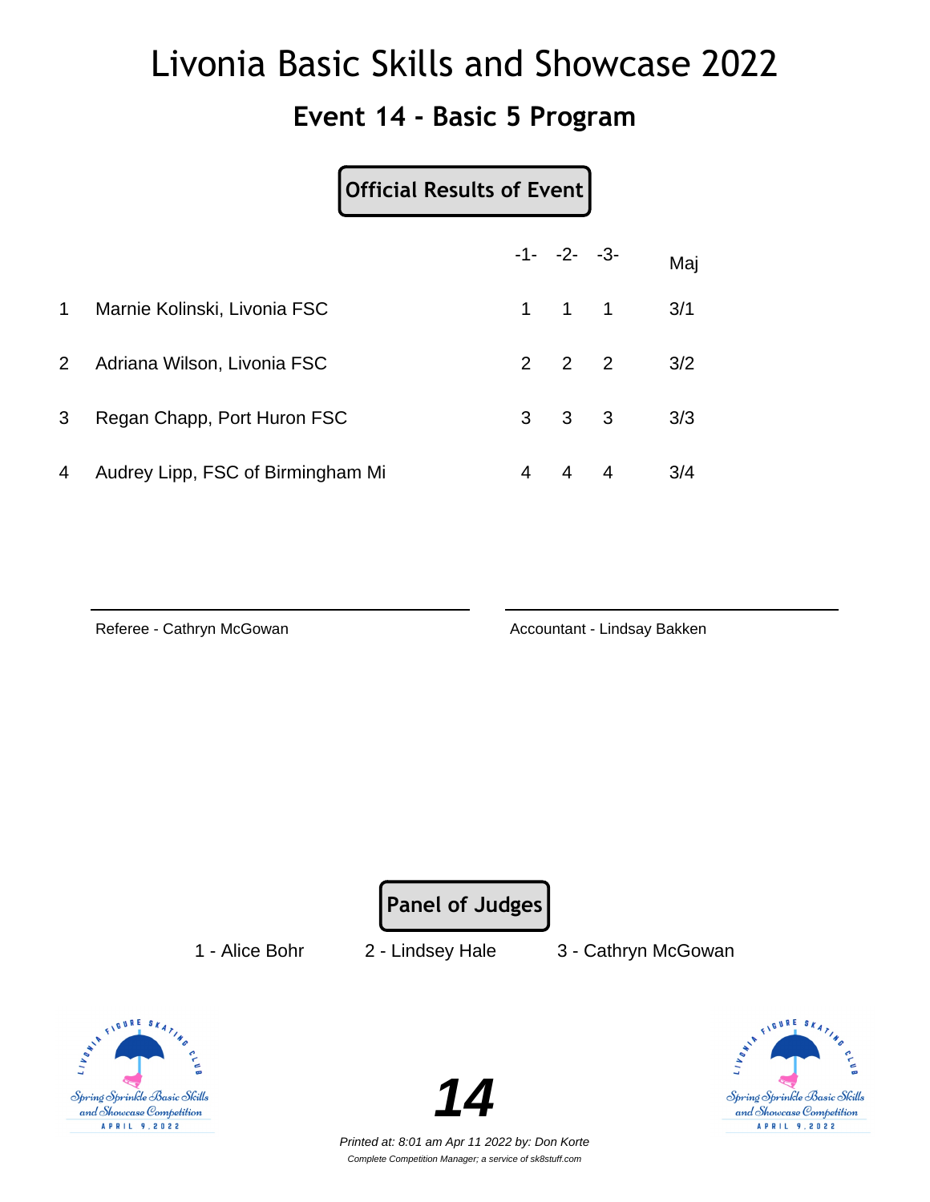# Livonia Basic Skills and Showcase 2022

## Event 14 - Basic 5 Program

**Official Results of Event**

| | | -1- | -2- | -3- | Maj |
|---|---|---|---|---|---|
| 1 | Marnie Kolinski, Livonia FSC | 1 | 1 | 1 | 3/1 |
| 2 | Adriana Wilson, Livonia FSC | 2 | 2 | 2 | 3/2 |
| 3 | Regan Chapp, Port Huron FSC | 3 | 3 | 3 | 3/3 |
| 4 | Audrey Lipp, FSC of Birmingham Mi | 4 | 4 | 4 | 3/4 |

Referee - Cathryn McGowan

Accountant - Lindsay Bakken

**Panel of Judges**

1 - Alice Bohr    2 - Lindsey Hale    3 - Cathryn McGowan

**14**

*Printed at: 8:01 am Apr 11 2022 by: Don Korte*

*Complete Competition Manager; a service of sk8stuff.com*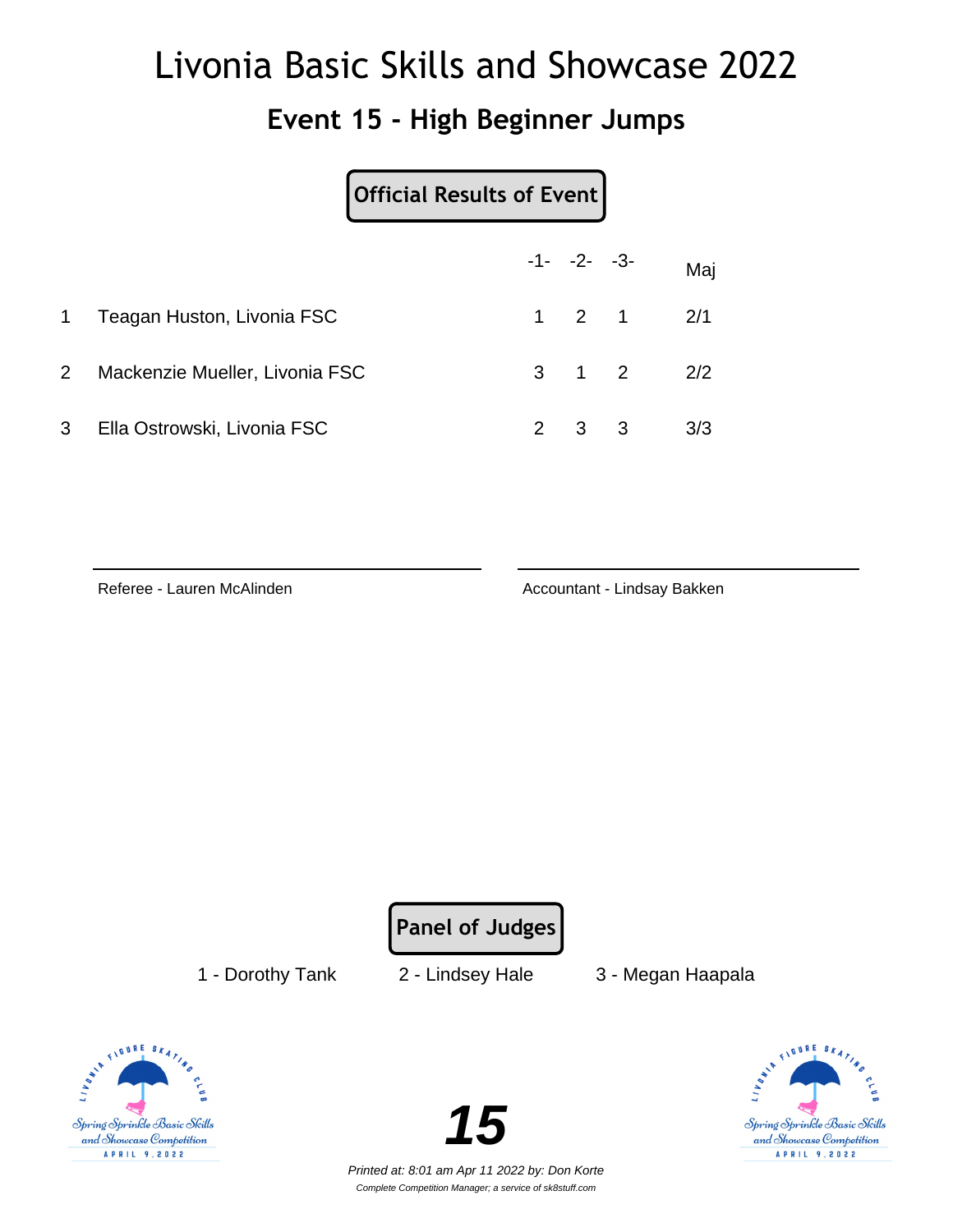# Livonia Basic Skills and Showcase 2022

## Event 15 - High Beginner Jumps

**Official Results of Event**

| | | -1- | -2- | -3- | Maj |
|---|---|---|---|---|---|
| 1 | Teagan Huston, Livonia FSC | 1 | 2 | 1 | 2/1 |
| 2 | Mackenzie Mueller, Livonia FSC | 3 | 1 | 2 | 2/2 |
| 3 | Ella Ostrowski, Livonia FSC | 2 | 3 | 3 | 3/3 |

Referee - Lauren McAlinden

Accountant - Lindsay Bakken

**Panel of Judges**

1 - Dorothy Tank    2 - Lindsey Hale    3 - Megan Haapala

*Printed at: 8:01 am Apr 11 2022 by: Don Korte*

*Complete Competition Manager; a service of sk8stuff.com*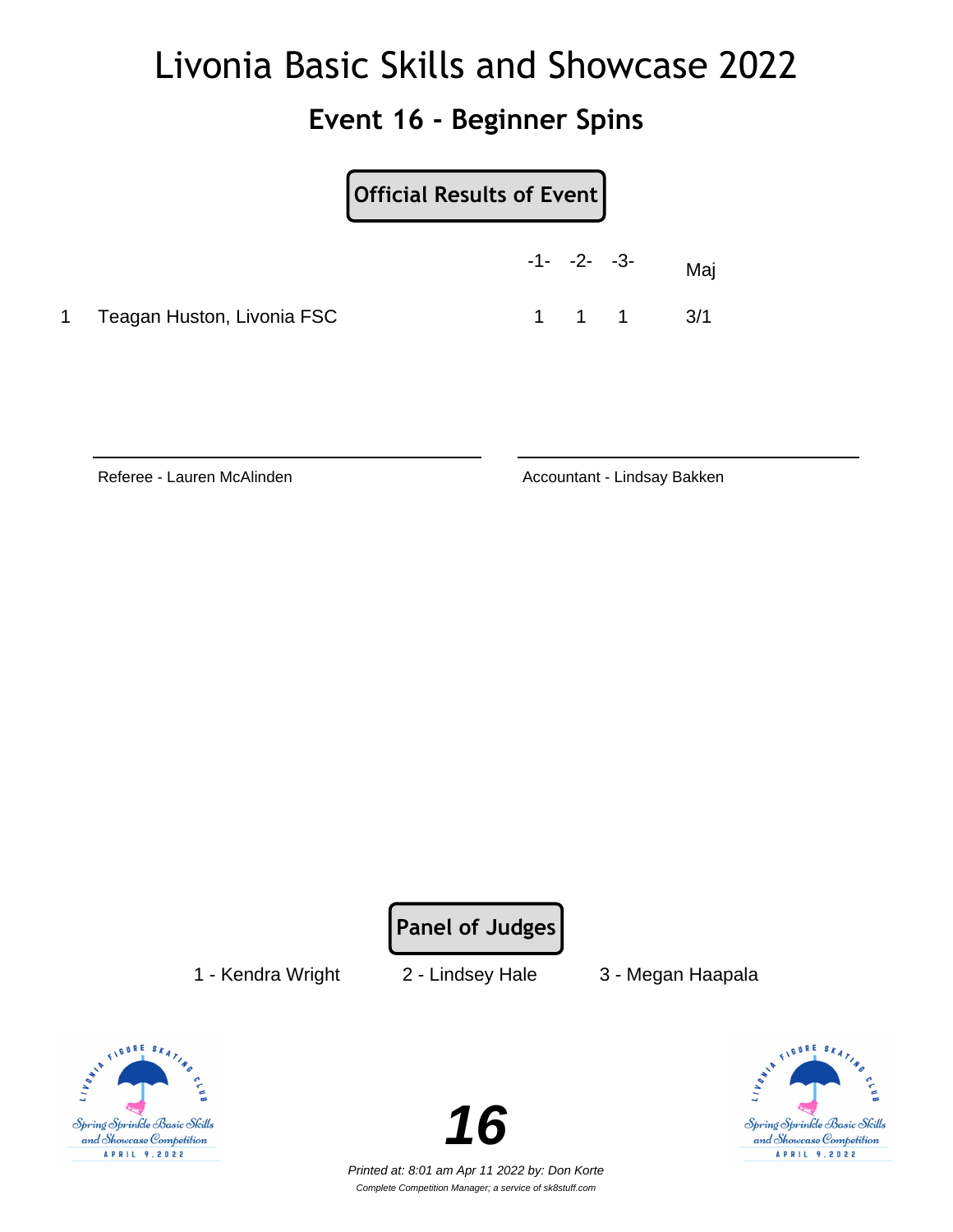# Livonia Basic Skills and Showcase 2022

## Event 16 - Beginner Spins

**Official Results of Event**

| | | -1- | -2- | -3- | Maj |
|---|---|---|---|---|---|
| 1 | Teagan Huston, Livonia FSC | 1 | 1 | 1 | 3/1 |

Referee - Lauren McAlinden

Accountant - Lindsay Bakken

**Panel of Judges**

1 - Kendra Wright    2 - Lindsey Hale    3 - Megan Haapala

**16**

*Printed at: 8:01 am Apr 11 2022 by: Don Korte*

*Complete Competition Manager; a service of sk8stuff.com*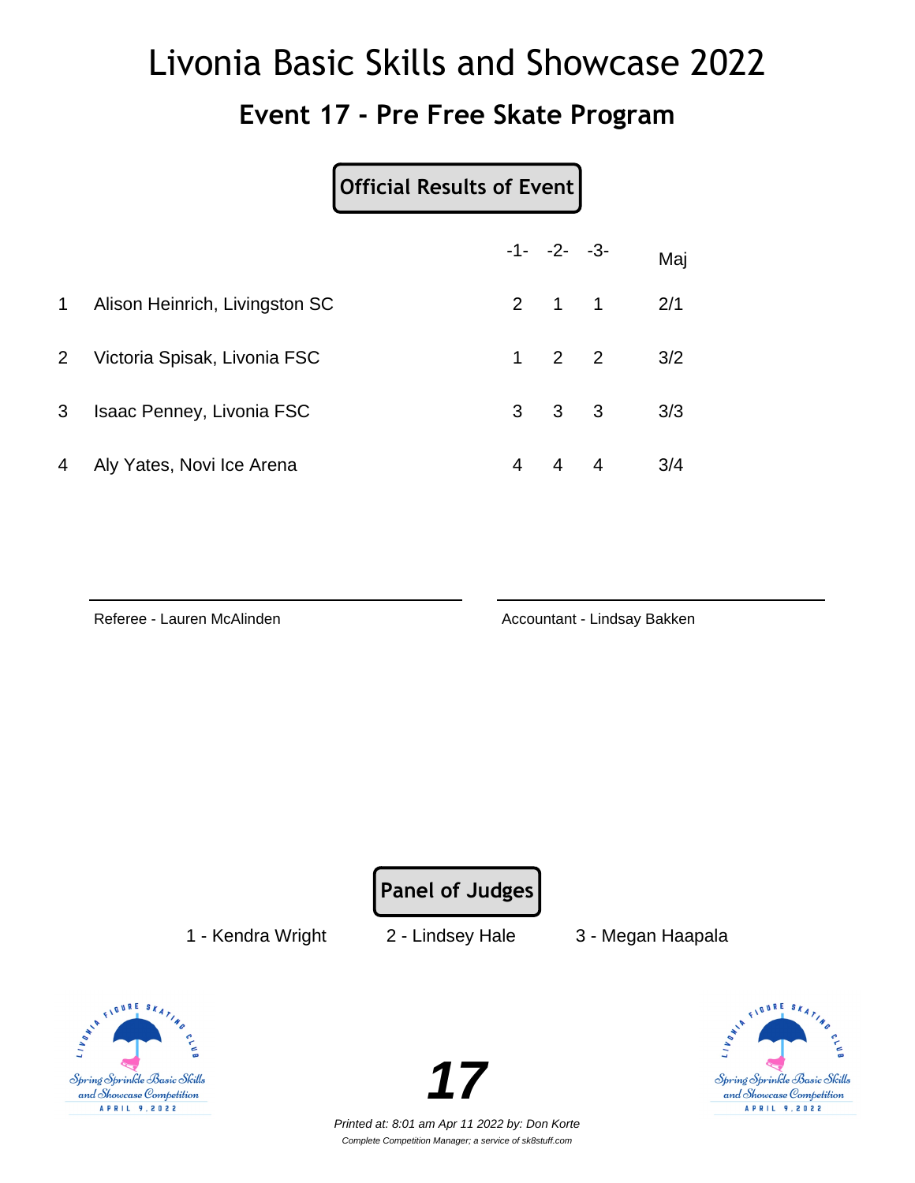# Livonia Basic Skills and Showcase 2022

## Event 17 - Pre Free Skate Program

**Official Results of Event**

| | | -1- | -2- | -3- | Maj |
|---|---|---|---|---|---|
| 1 | Alison Heinrich, Livingston SC | 2 | 1 | 1 | 2/1 |
| 2 | Victoria Spisak, Livonia FSC | 1 | 2 | 2 | 3/2 |
| 3 | Isaac Penney, Livonia FSC | 3 | 3 | 3 | 3/3 |
| 4 | Aly Yates, Novi Ice Arena | 4 | 4 | 4 | 3/4 |

Referee - Lauren McAlinden

Accountant - Lindsay Bakken

**Panel of Judges**

1 - Kendra Wright    2 - Lindsey Hale    3 - Megan Haapala

**17**

*Printed at: 8:01 am Apr 11 2022 by: Don Korte*

*Complete Competition Manager; a service of sk8stuff.com*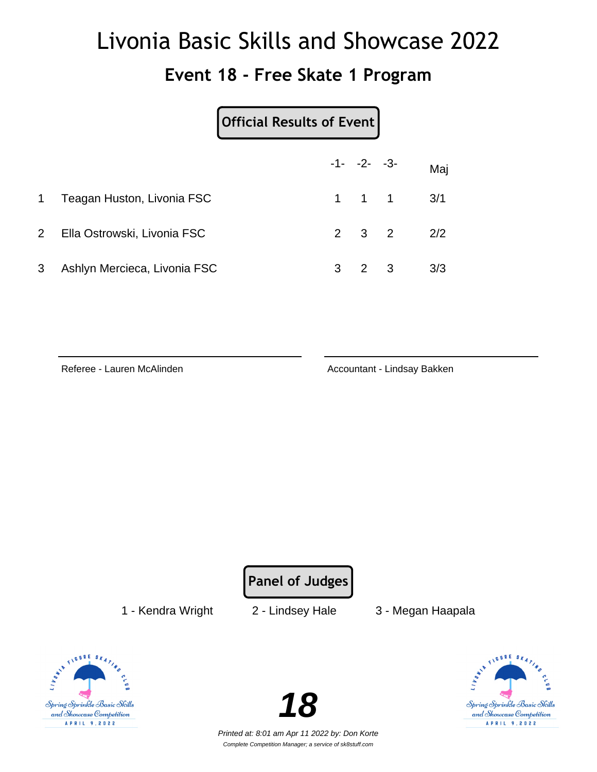# Livonia Basic Skills and Showcase 2022

## Event 18 - Free Skate 1 Program

**Official Results of Event**

| | | -1- | -2- | -3- | Maj |
|---|---|---|---|---|---|
| 1 | Teagan Huston, Livonia FSC | 1 | 1 | 1 | 3/1 |
| 2 | Ella Ostrowski, Livonia FSC | 2 | 3 | 2 | 2/2 |
| 3 | Ashlyn Mercieca, Livonia FSC | 3 | 2 | 3 | 3/3 |

Referee - Lauren McAlinden

Accountant - Lindsay Bakken

**Panel of Judges**

1 - Kendra Wright  2 - Lindsey Hale  3 - Megan Haapala

***18***

*Printed at: 8:01 am Apr 11 2022 by: Don Korte*

*Complete Competition Manager; a service of sk8stuff.com*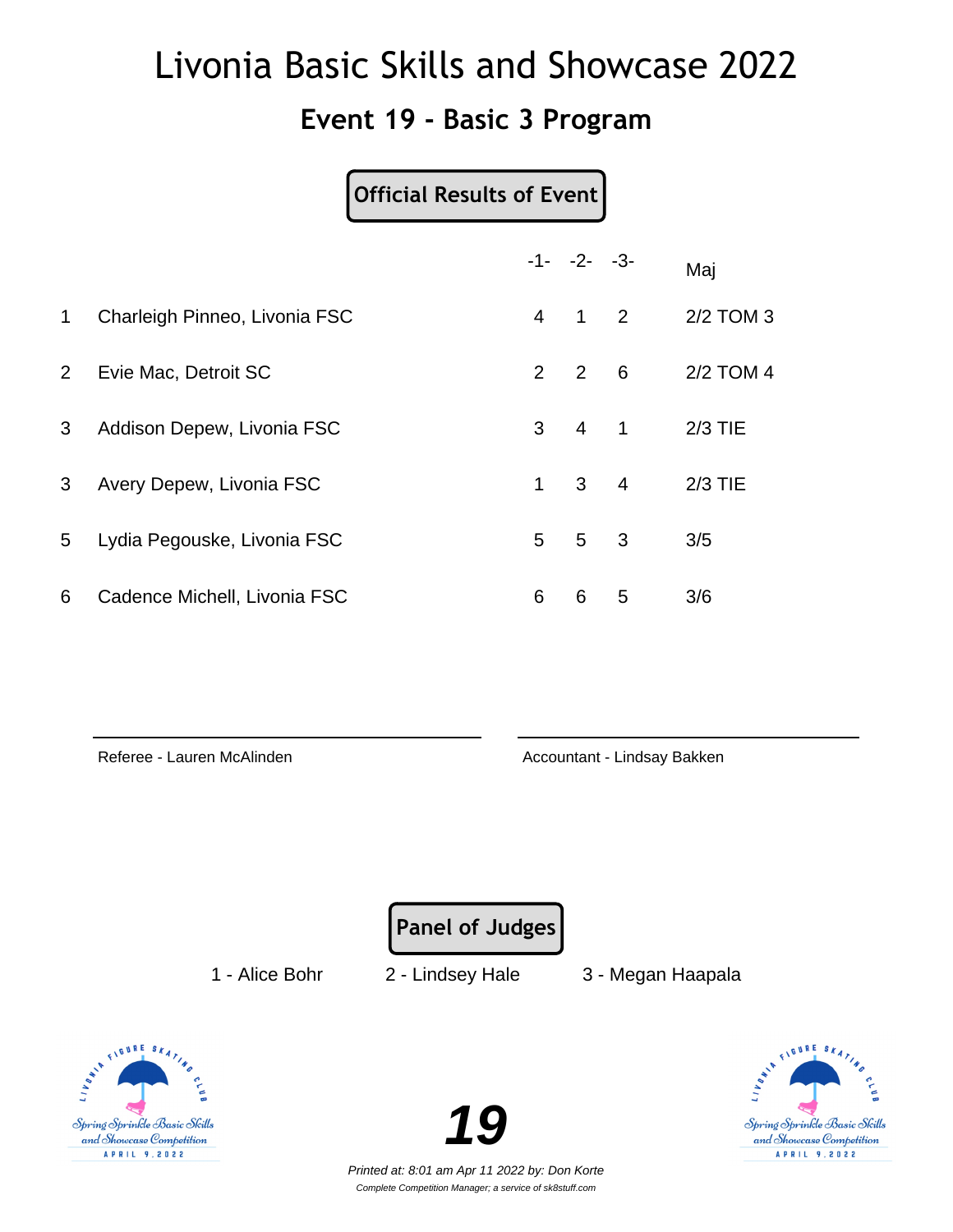# Livonia Basic Skills and Showcase 2022

## Event 19 - Basic 3 Program

**Official Results of Event**

| | | -1- | -2- | -3- | Maj |
|---|---|---|---|---|---|
| 1 | Charleigh Pinneo, Livonia FSC | 4 | 1 | 2 | 2/2 TOM 3 |
| 2 | Evie Mac, Detroit SC | 2 | 2 | 6 | 2/2 TOM 4 |
| 3 | Addison Depew, Livonia FSC | 3 | 4 | 1 | 2/3 TIE |
| 3 | Avery Depew, Livonia FSC | 1 | 3 | 4 | 2/3 TIE |
| 5 | Lydia Pegouske, Livonia FSC | 5 | 5 | 3 | 3/5 |
| 6 | Cadence Michell, Livonia FSC | 6 | 6 | 5 | 3/6 |

Referee - Lauren McAlinden

Accountant - Lindsay Bakken

**Panel of Judges**

1 - Alice Bohr    2 - Lindsey Hale    3 - Megan Haapala

Spring Sprinkle Basic Skills and Showcase Competition
APRIL 9, 2022

**19**

*Printed at: 8:01 am Apr 11 2022 by: Don Korte*

*Complete Competition Manager; a service of sk8stuff.com*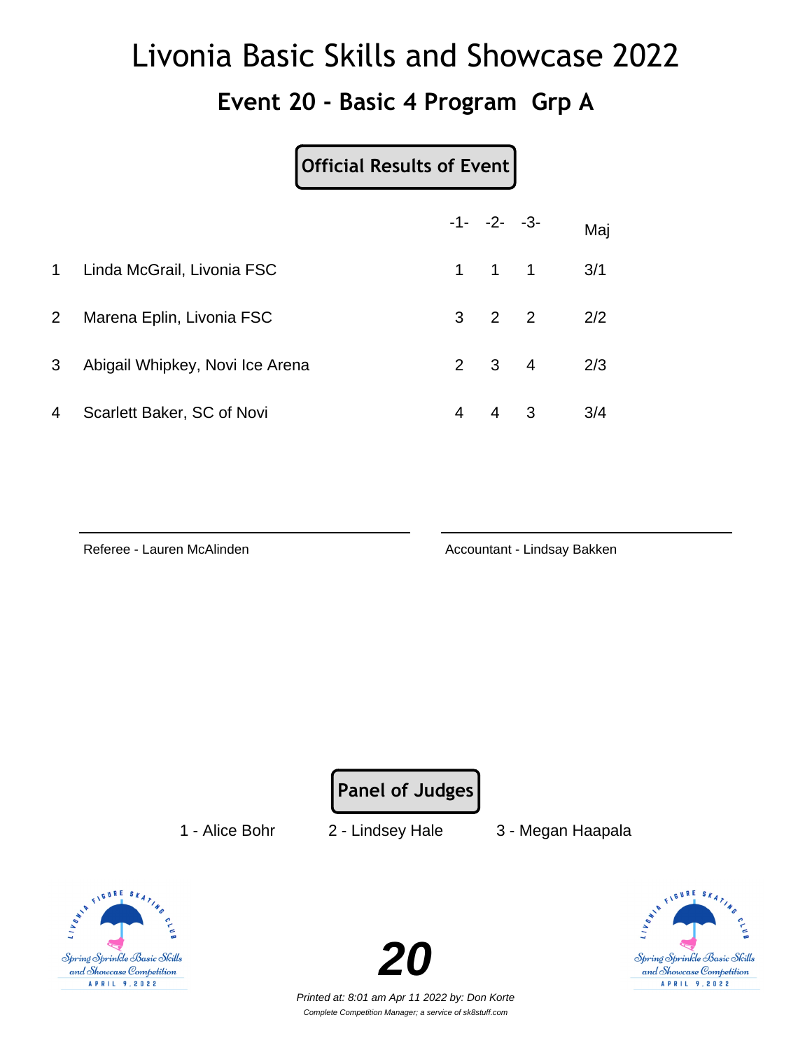# Livonia Basic Skills and Showcase 2022

## Event 20 - Basic 4 Program Grp A

**Official Results of Event**

| | | -1- | -2- | -3- | Maj |
|---|---|---|---|---|---|
| 1 | Linda McGrail, Livonia FSC | 1 | 1 | 1 | 3/1 |
| 2 | Marena Eplin, Livonia FSC | 3 | 2 | 2 | 2/2 |
| 3 | Abigail Whipkey, Novi Ice Arena | 2 | 3 | 4 | 2/3 |
| 4 | Scarlett Baker, SC of Novi | 4 | 4 | 3 | 3/4 |

Referee - Lauren McAlinden

Accountant - Lindsay Bakken

**Panel of Judges**

1 - Alice Bohr    2 - Lindsey Hale    3 - Megan Haapala

**20**

*Printed at: 8:01 am Apr 11 2022 by: Don Korte*

*Complete Competition Manager; a service of sk8stuff.com*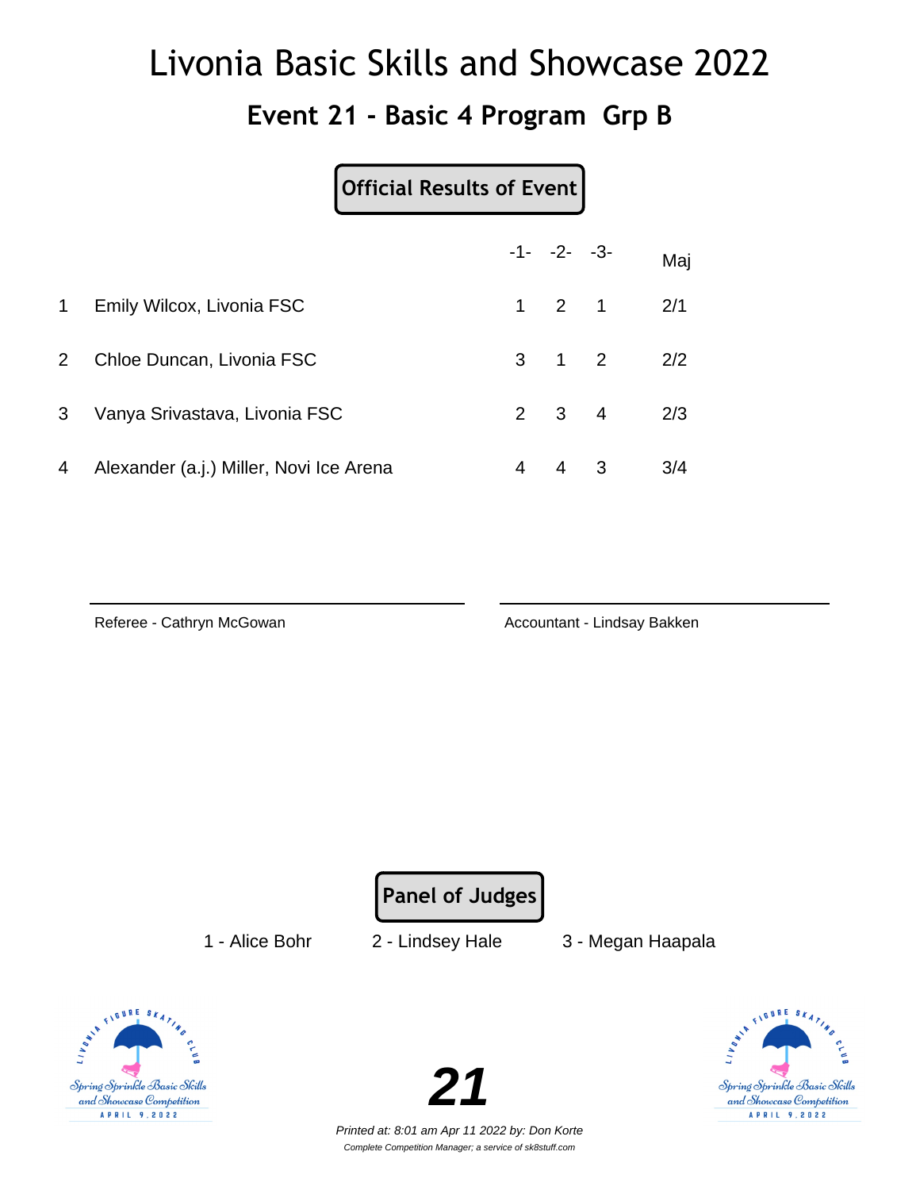# Livonia Basic Skills and Showcase 2022

## Event 21 - Basic 4 Program Grp B

**Official Results of Event**

| | | -1- | -2- | -3- | Maj |
|---|---|---|---|---|---|
| 1 | Emily Wilcox, Livonia FSC | 1 | 2 | 1 | 2/1 |
| 2 | Chloe Duncan, Livonia FSC | 3 | 1 | 2 | 2/2 |
| 3 | Vanya Srivastava, Livonia FSC | 2 | 3 | 4 | 2/3 |
| 4 | Alexander (a.j.) Miller, Novi Ice Arena | 4 | 4 | 3 | 3/4 |

Referee - Cathryn McGowan

Accountant - Lindsay Bakken

**Panel of Judges**

1 - Alice Bohr 2 - Lindsey Hale 3 - Megan Haapala

**21**

*Printed at: 8:01 am Apr 11 2022 by: Don Korte*

*Complete Competition Manager; a service of sk8stuff.com*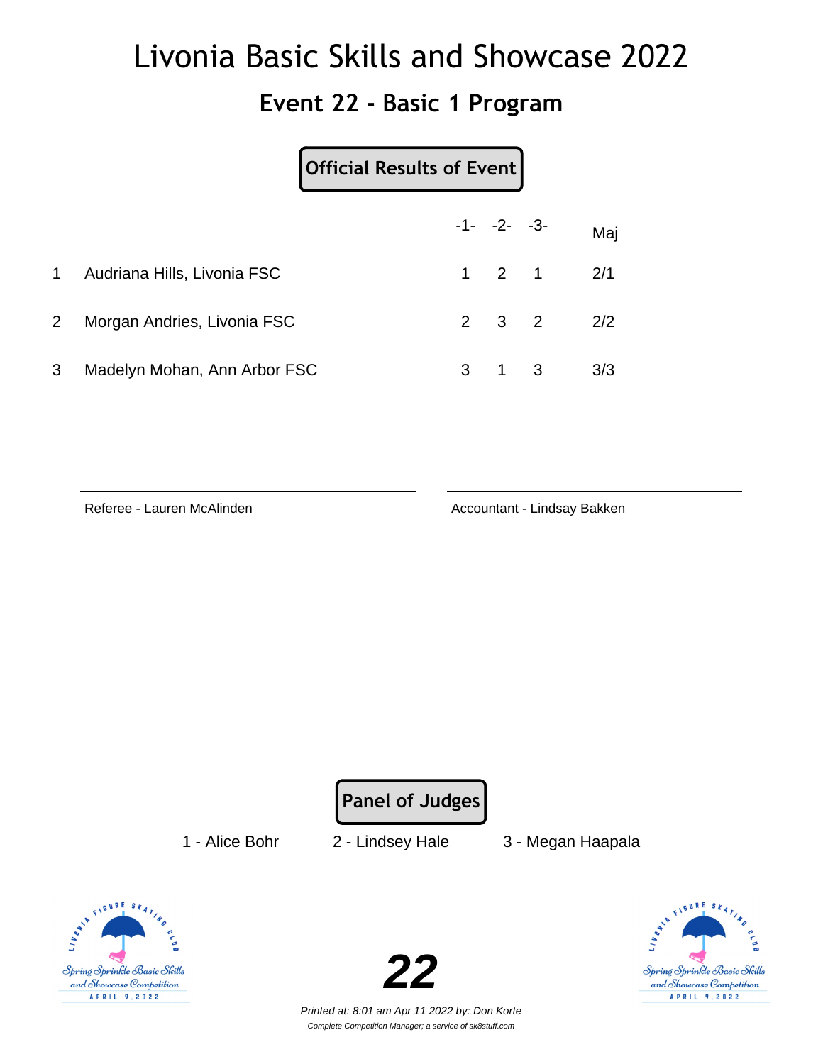# Livonia Basic Skills and Showcase 2022

## Event 22 - Basic 1 Program

**Official Results of Event**

| | | -1- | -2- | -3- | Maj |
|---|---|---|---|---|---|
| 1 | Audriana Hills, Livonia FSC | 1 | 2 | 1 | 2/1 |
| 2 | Morgan Andries, Livonia FSC | 2 | 3 | 2 | 2/2 |
| 3 | Madelyn Mohan, Ann Arbor FSC | 3 | 1 | 3 | 3/3 |

Referee - Lauren McAlinden

Accountant - Lindsay Bakken

**Panel of Judges**

1 - Alice Bohr    2 - Lindsey Hale    3 - Megan Haapala

**22**

*Printed at: 8:01 am Apr 11 2022 by: Don Korte*

*Complete Competition Manager; a service of sk8stuff.com*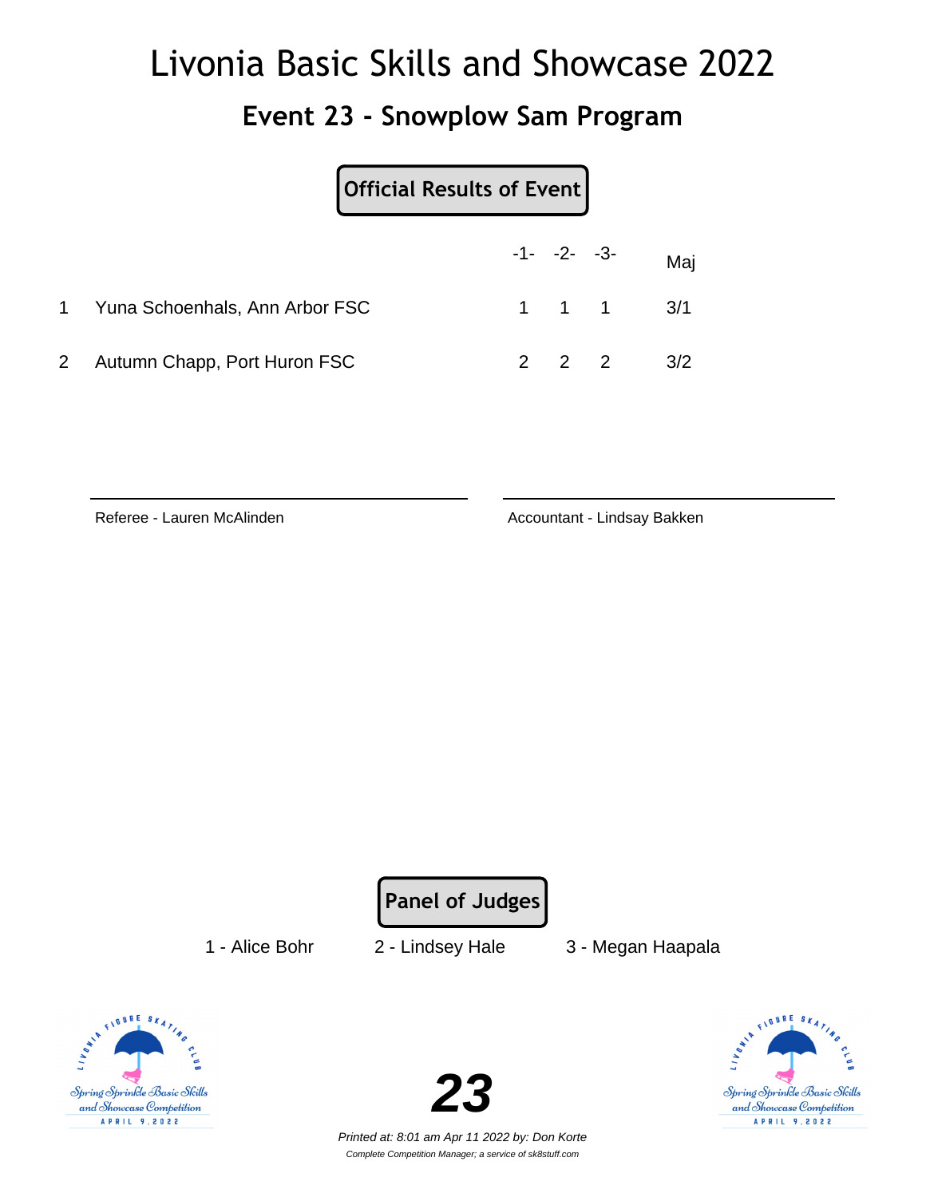# Livonia Basic Skills and Showcase 2022

## Event 23 - Snowplow Sam Program

**Official Results of Event**

| | | -1- | -2- | -3- | Maj |
|---|---|---|---|---|---|
| 1 | Yuna Schoenhals, Ann Arbor FSC | 1 | 1 | 1 | 3/1 |
| 2 | Autumn Chapp, Port Huron FSC | 2 | 2 | 2 | 3/2 |

Referee - Lauren McAlinden

Accountant - Lindsay Bakken

**Panel of Judges**

1 - Alice Bohr 2 - Lindsey Hale 3 - Megan Haapala

**23**

*Printed at: 8:01 am Apr 11 2022 by: Don Korte*

*Complete Competition Manager; a service of sk8stuff.com*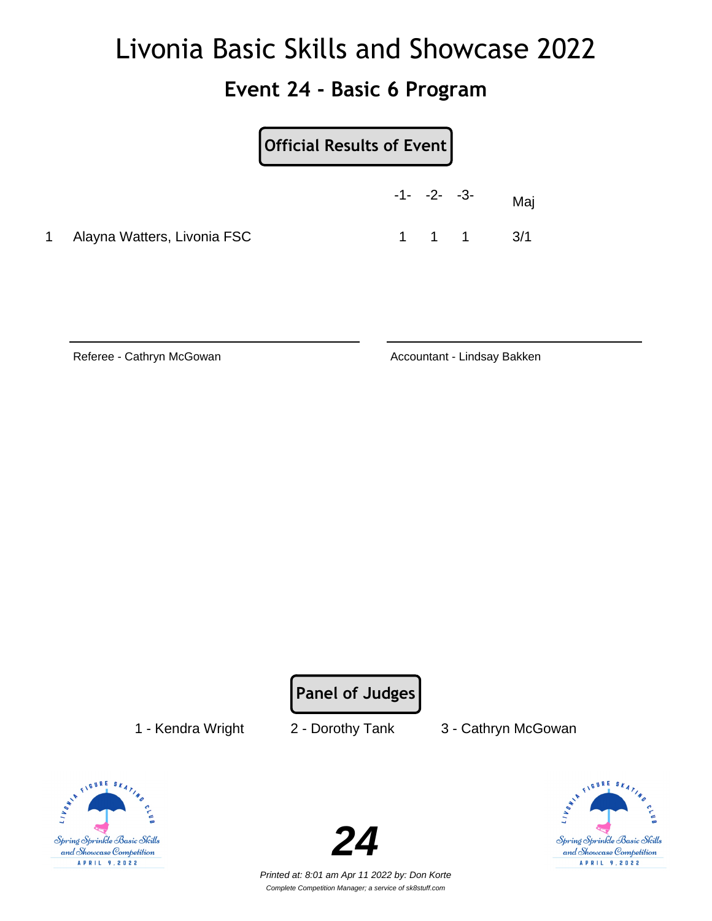# Livonia Basic Skills and Showcase 2022

## Event 24 - Basic 6 Program

**Official Results of Event**

| | | -1- | -2- | -3- | Maj |
|---|---|---|---|---|---|
| 1 | Alayna Watters, Livonia FSC | 1 | 1 | 1 | 3/1 |

Referee - Cathryn McGowan

Accountant - Lindsay Bakken

**Panel of Judges**

1 - Kendra Wright    2 - Dorothy Tank    3 - Cathryn McGowan

**24**

*Printed at: 8:01 am Apr 11 2022 by: Don Korte*

*Complete Competition Manager; a service of sk8stuff.com*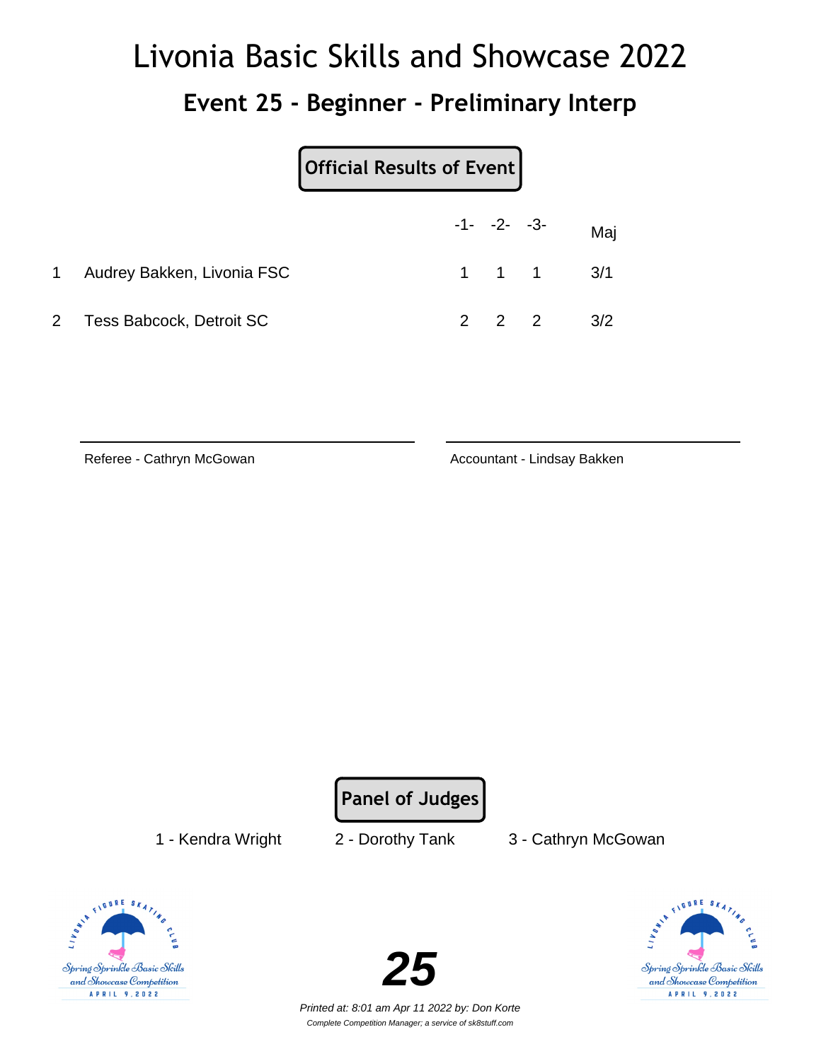# Livonia Basic Skills and Showcase 2022

## Event 25 - Beginner - Preliminary Interp

**Official Results of Event**

| | | -1- | -2- | -3- | Maj |
|---|---|---|---|---|---|
| 1 | Audrey Bakken, Livonia FSC | 1 | 1 | 1 | 3/1 |
| 2 | Tess Babcock, Detroit SC | 2 | 2 | 2 | 3/2 |

Referee - Cathryn McGowan

Accountant - Lindsay Bakken

**Panel of Judges**

1 - Kendra Wright　　2 - Dorothy Tank　　3 - Cathryn McGowan

**25**

*Printed at: 8:01 am Apr 11 2022 by: Don Korte*

*Complete Competition Manager; a service of sk8stuff.com*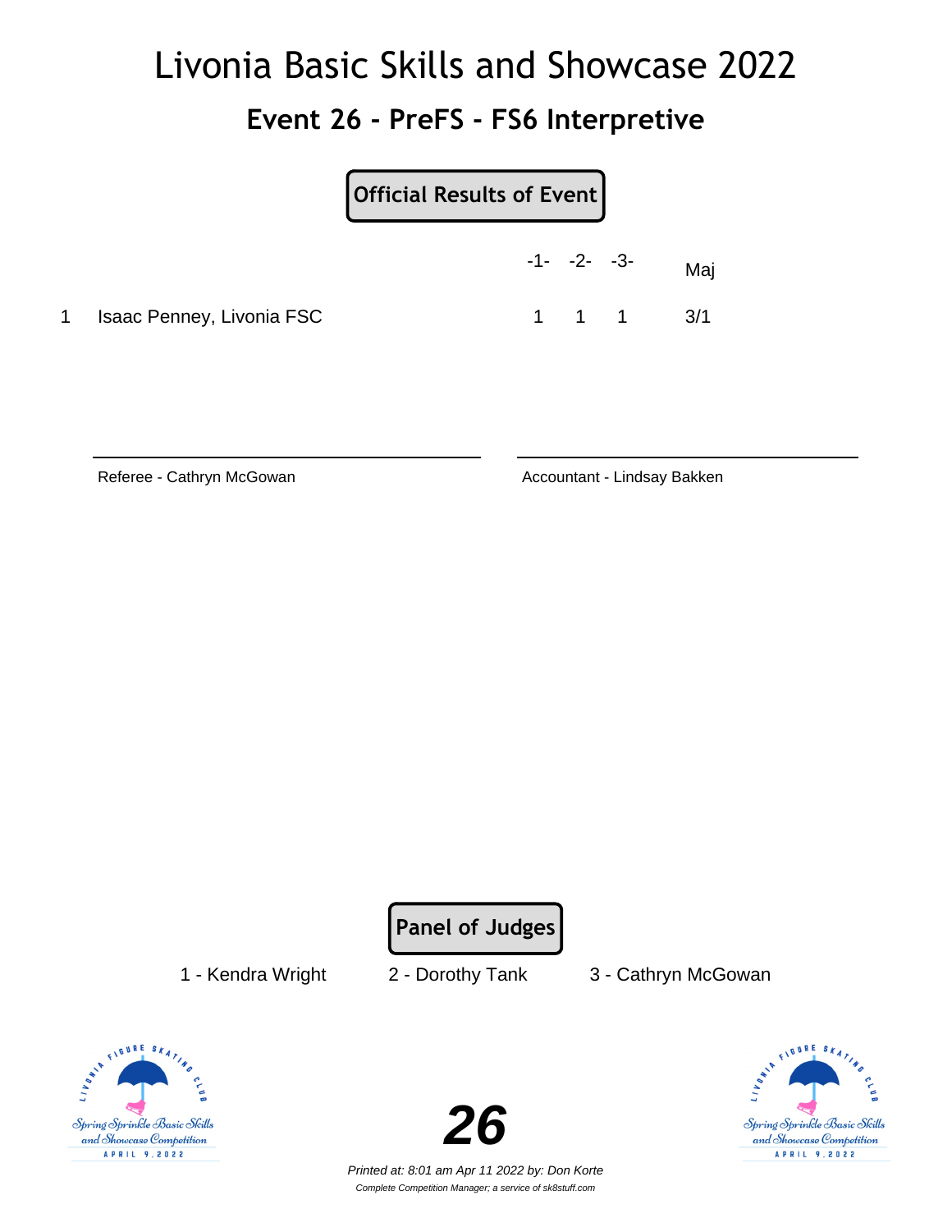# Livonia Basic Skills and Showcase 2022

## Event 26 - PreFS - FS6 Interpretive

**Official Results of Event**

| | | -1- | -2- | -3- | Maj |
|---|---|---|---|---|---|
| 1 | Isaac Penney, Livonia FSC | 1 | 1 | 1 | 3/1 |

Referee - Cathryn McGowan

Accountant - Lindsay Bakken

**Panel of Judges**

1 - Kendra Wright    2 - Dorothy Tank    3 - Cathryn McGowan

**26**

*Printed at: 8:01 am Apr 11 2022 by: Don Korte*

*Complete Competition Manager; a service of sk8stuff.com*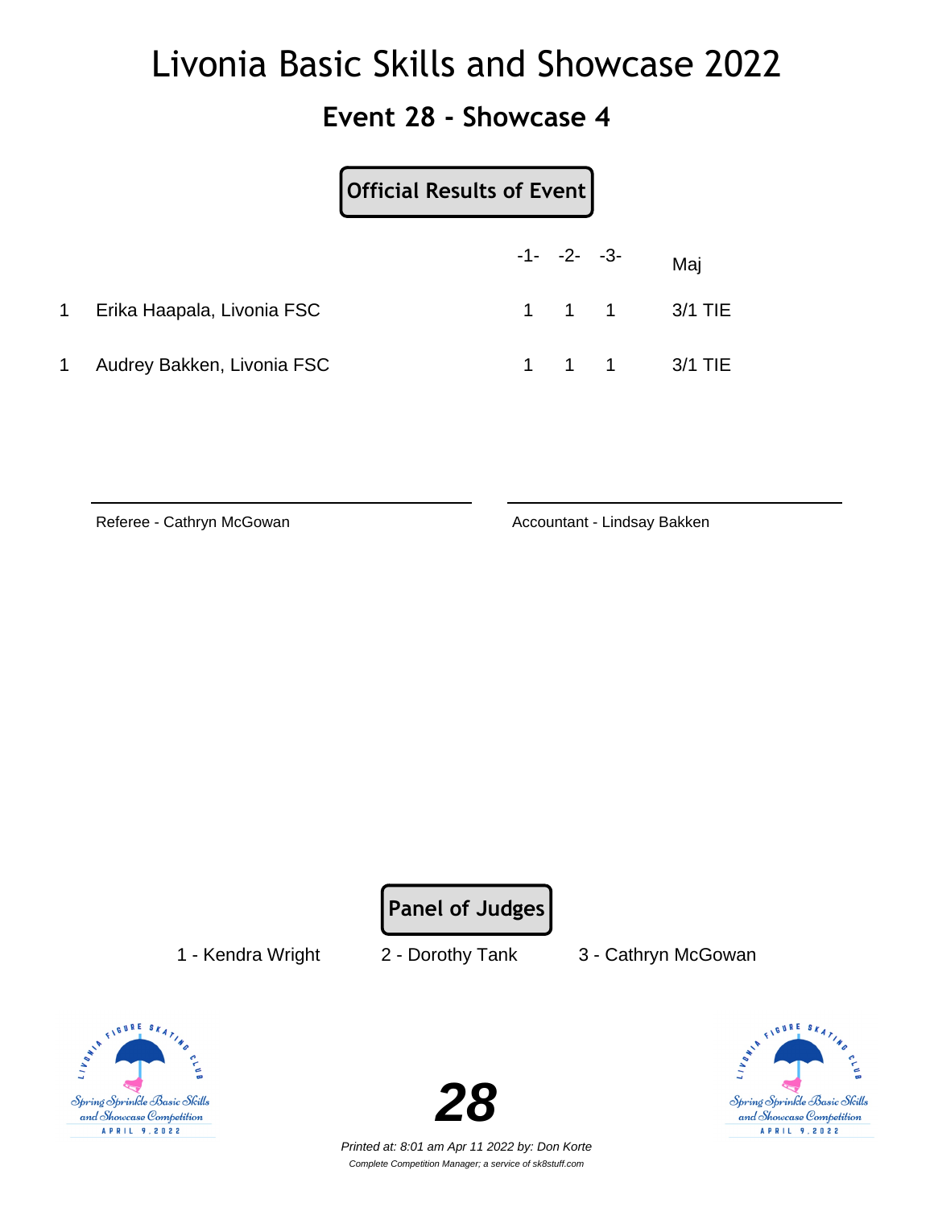# Livonia Basic Skills and Showcase 2022

## Event 28 - Showcase 4

**Official Results of Event**

| | | -1- | -2- | -3- | Maj |
|---|---|---|---|---|---|
| 1 | Erika Haapala, Livonia FSC | 1 | 1 | 1 | 3/1 TIE |
| 1 | Audrey Bakken, Livonia FSC | 1 | 1 | 1 | 3/1 TIE |

Referee - Cathryn McGowan

Accountant - Lindsay Bakken

**Panel of Judges**

1 - Kendra Wright    2 - Dorothy Tank    3 - Cathryn McGowan

*Printed at: 8:01 am Apr 11 2022 by: Don Korte*

*Complete Competition Manager; a service of sk8stuff.com*